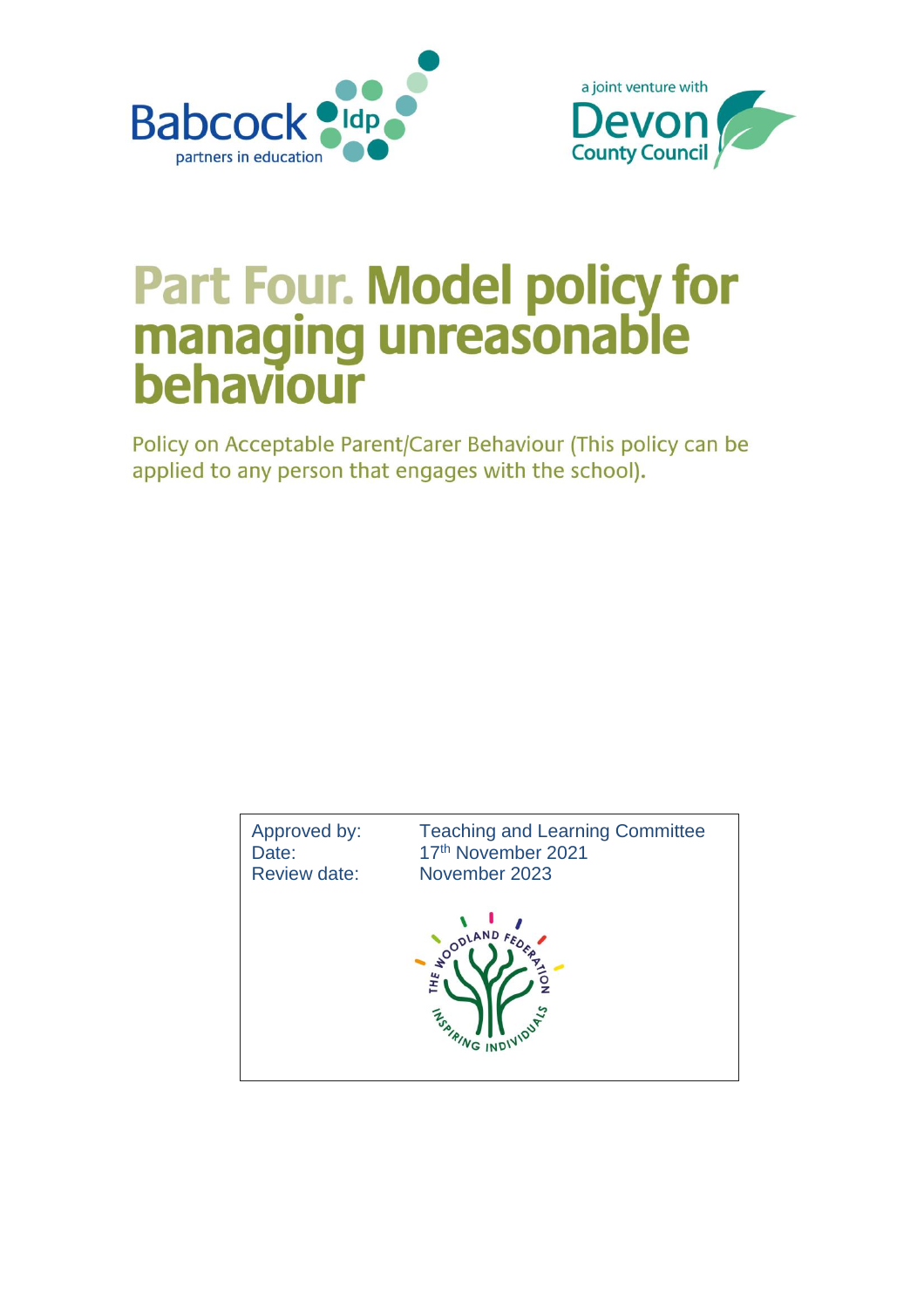Babcock ldp partners in education

a joint venture with Devon County Council

# Part Four. Model policy for managing unreasonable behaviour

Policy on Acceptable Parent/Carer Behaviour (This policy can be applied to any person that engages with the school).

| Approved by: | Teaching and Learning Committee |
|---|---|
| Date: | 17th November 2021 |
| Review date: | November 2023 |

THE WOODLAND FEDERATION
INSPIRING INDIVIDUALS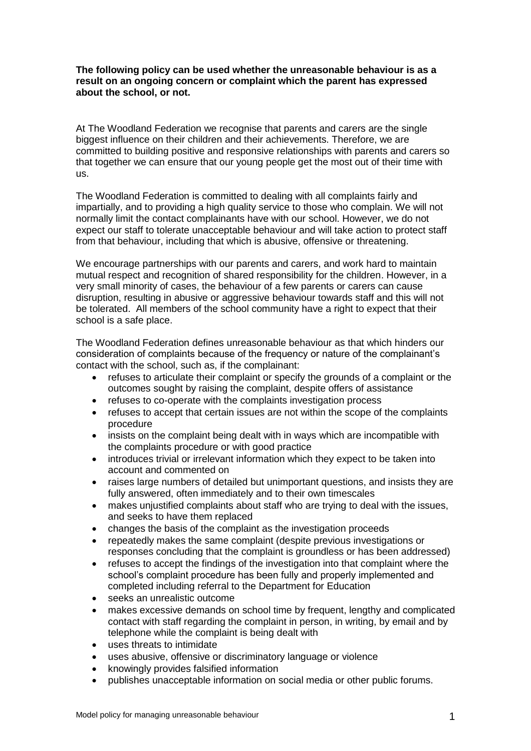**The following policy can be used whether the unreasonable behaviour is as a result on an ongoing concern or complaint which the parent has expressed about the school, or not.**

At The Woodland Federation we recognise that parents and carers are the single biggest influence on their children and their achievements. Therefore, we are committed to building positive and responsive relationships with parents and carers so that together we can ensure that our young people get the most out of their time with us.

The Woodland Federation is committed to dealing with all complaints fairly and impartially, and to providing a high quality service to those who complain. We will not normally limit the contact complainants have with our school. However, we do not expect our staff to tolerate unacceptable behaviour and will take action to protect staff from that behaviour, including that which is abusive, offensive or threatening.

We encourage partnerships with our parents and carers, and work hard to maintain mutual respect and recognition of shared responsibility for the children. However, in a very small minority of cases, the behaviour of a few parents or carers can cause disruption, resulting in abusive or aggressive behaviour towards staff and this will not be tolerated. All members of the school community have a right to expect that their school is a safe place.

The Woodland Federation defines unreasonable behaviour as that which hinders our consideration of complaints because of the frequency or nature of the complainant's contact with the school, such as, if the complainant:

- refuses to articulate their complaint or specify the grounds of a complaint or the outcomes sought by raising the complaint, despite offers of assistance
- refuses to co-operate with the complaints investigation process
- refuses to accept that certain issues are not within the scope of the complaints procedure
- insists on the complaint being dealt with in ways which are incompatible with the complaints procedure or with good practice
- introduces trivial or irrelevant information which they expect to be taken into account and commented on
- raises large numbers of detailed but unimportant questions, and insists they are fully answered, often immediately and to their own timescales
- makes unjustified complaints about staff who are trying to deal with the issues, and seeks to have them replaced
- changes the basis of the complaint as the investigation proceeds
- repeatedly makes the same complaint (despite previous investigations or responses concluding that the complaint is groundless or has been addressed)
- refuses to accept the findings of the investigation into that complaint where the school's complaint procedure has been fully and properly implemented and completed including referral to the Department for Education
- seeks an unrealistic outcome
- makes excessive demands on school time by frequent, lengthy and complicated contact with staff regarding the complaint in person, in writing, by email and by telephone while the complaint is being dealt with
- uses threats to intimidate
- uses abusive, offensive or discriminatory language or violence
- knowingly provides falsified information
- publishes unacceptable information on social media or other public forums.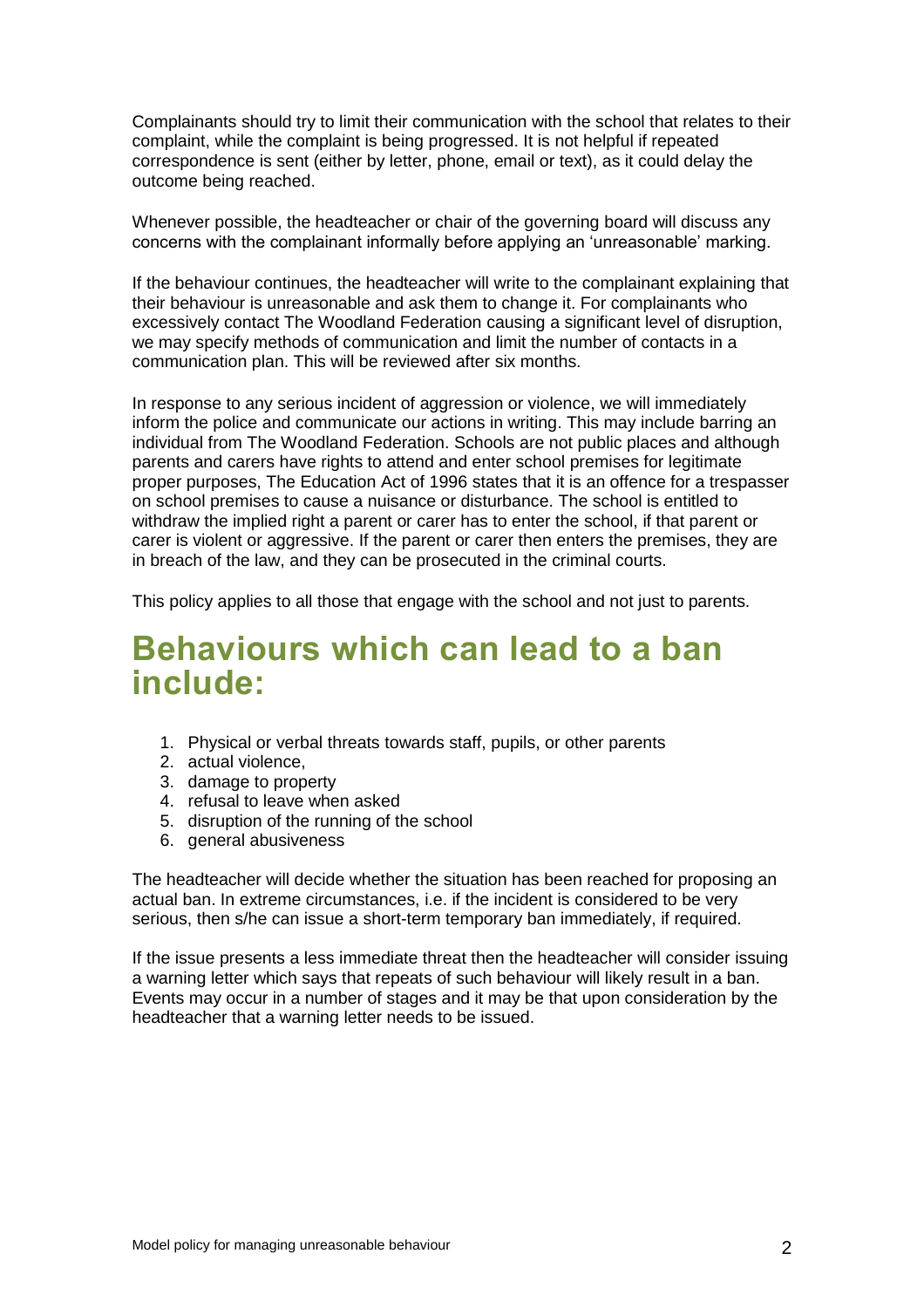Complainants should try to limit their communication with the school that relates to their complaint, while the complaint is being progressed. It is not helpful if repeated correspondence is sent (either by letter, phone, email or text), as it could delay the outcome being reached.

Whenever possible, the headteacher or chair of the governing board will discuss any concerns with the complainant informally before applying an 'unreasonable' marking.

If the behaviour continues, the headteacher will write to the complainant explaining that their behaviour is unreasonable and ask them to change it. For complainants who excessively contact The Woodland Federation causing a significant level of disruption, we may specify methods of communication and limit the number of contacts in a communication plan. This will be reviewed after six months.

In response to any serious incident of aggression or violence, we will immediately inform the police and communicate our actions in writing. This may include barring an individual from The Woodland Federation. Schools are not public places and although parents and carers have rights to attend and enter school premises for legitimate proper purposes, The Education Act of 1996 states that it is an offence for a trespasser on school premises to cause a nuisance or disturbance. The school is entitled to withdraw the implied right a parent or carer has to enter the school, if that parent or carer is violent or aggressive. If the parent or carer then enters the premises, they are in breach of the law, and they can be prosecuted in the criminal courts.

This policy applies to all those that engage with the school and not just to parents.

# Behaviours which can lead to a ban include:

1. Physical or verbal threats towards staff, pupils, or other parents
2. actual violence,
3. damage to property
4. refusal to leave when asked
5. disruption of the running of the school
6. general abusiveness

The headteacher will decide whether the situation has been reached for proposing an actual ban. In extreme circumstances, i.e. if the incident is considered to be very serious, then s/he can issue a short-term temporary ban immediately, if required.

If the issue presents a less immediate threat then the headteacher will consider issuing a warning letter which says that repeats of such behaviour will likely result in a ban. Events may occur in a number of stages and it may be that upon consideration by the headteacher that a warning letter needs to be issued.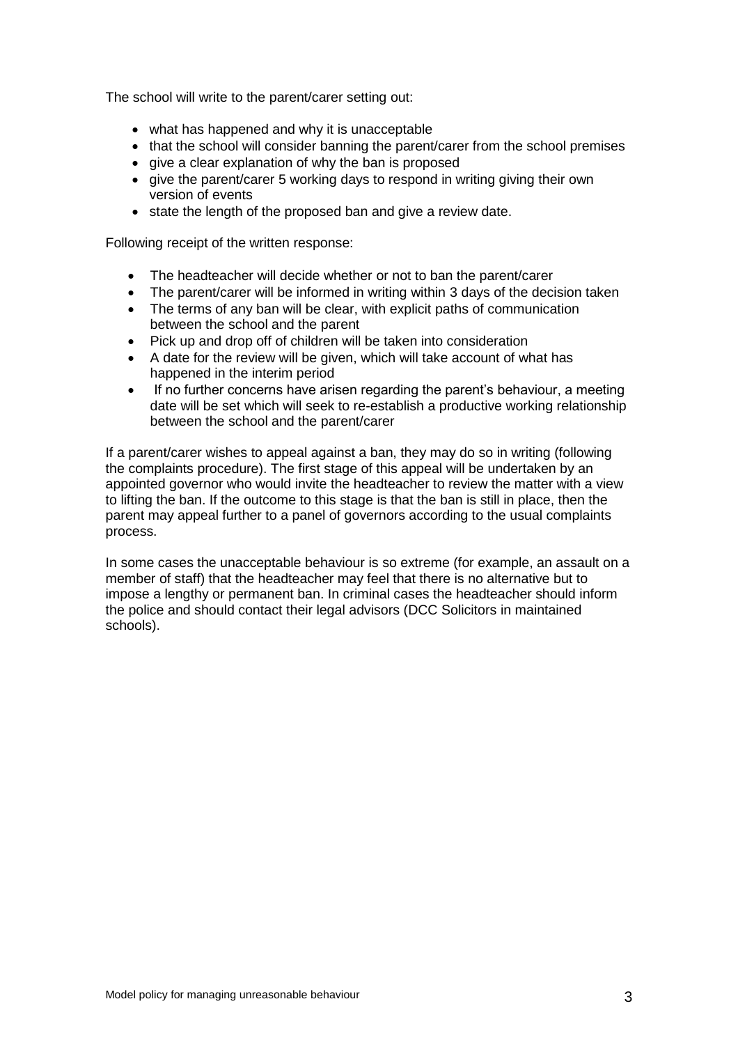The school will write to the parent/carer setting out:

- what has happened and why it is unacceptable
- that the school will consider banning the parent/carer from the school premises
- give a clear explanation of why the ban is proposed
- give the parent/carer 5 working days to respond in writing giving their own version of events
- state the length of the proposed ban and give a review date.

Following receipt of the written response:

- The headteacher will decide whether or not to ban the parent/carer
- The parent/carer will be informed in writing within 3 days of the decision taken
- The terms of any ban will be clear, with explicit paths of communication between the school and the parent
- Pick up and drop off of children will be taken into consideration
- A date for the review will be given, which will take account of what has happened in the interim period
- If no further concerns have arisen regarding the parent's behaviour, a meeting date will be set which will seek to re-establish a productive working relationship between the school and the parent/carer

If a parent/carer wishes to appeal against a ban, they may do so in writing (following the complaints procedure). The first stage of this appeal will be undertaken by an appointed governor who would invite the headteacher to review the matter with a view to lifting the ban. If the outcome to this stage is that the ban is still in place, then the parent may appeal further to a panel of governors according to the usual complaints process.

In some cases the unacceptable behaviour is so extreme (for example, an assault on a member of staff) that the headteacher may feel that there is no alternative but to impose a lengthy or permanent ban. In criminal cases the headteacher should inform the police and should contact their legal advisors (DCC Solicitors in maintained schools).